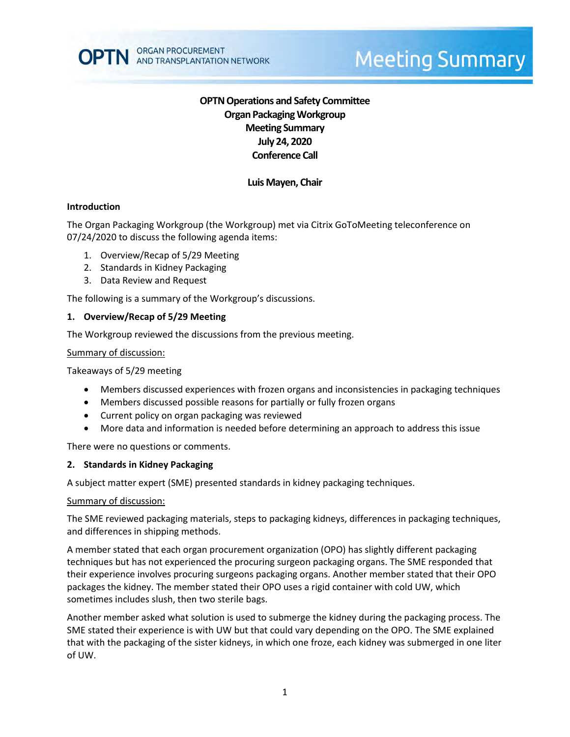**OPTN Operations and Safety Committee**
**Organ Packaging Workgroup**
**Meeting Summary**
**July 24, 2020**
**Conference Call**

**Luis Mayen, Chair**

## Introduction

The Organ Packaging Workgroup (the Workgroup) met via Citrix GoToMeeting teleconference on 07/24/2020 to discuss the following agenda items:

1. Overview/Recap of 5/29 Meeting
2. Standards in Kidney Packaging
3. Data Review and Request

The following is a summary of the Workgroup's discussions.

### 1. Overview/Recap of 5/29 Meeting

The Workgroup reviewed the discussions from the previous meeting.

Summary of discussion:

Takeaways of 5/29 meeting

- Members discussed experiences with frozen organs and inconsistencies in packaging techniques
- Members discussed possible reasons for partially or fully frozen organs
- Current policy on organ packaging was reviewed
- More data and information is needed before determining an approach to address this issue

There were no questions or comments.

### 2. Standards in Kidney Packaging

A subject matter expert (SME) presented standards in kidney packaging techniques.

Summary of discussion:

The SME reviewed packaging materials, steps to packaging kidneys, differences in packaging techniques, and differences in shipping methods.

A member stated that each organ procurement organization (OPO) has slightly different packaging techniques but has not experienced the procuring surgeon packaging organs. The SME responded that their experience involves procuring surgeons packaging organs. Another member stated that their OPO packages the kidney. The member stated their OPO uses a rigid container with cold UW, which sometimes includes slush, then two sterile bags.

Another member asked what solution is used to submerge the kidney during the packaging process. The SME stated their experience is with UW but that could vary depending on the OPO. The SME explained that with the packaging of the sister kidneys, in which one froze, each kidney was submerged in one liter of UW.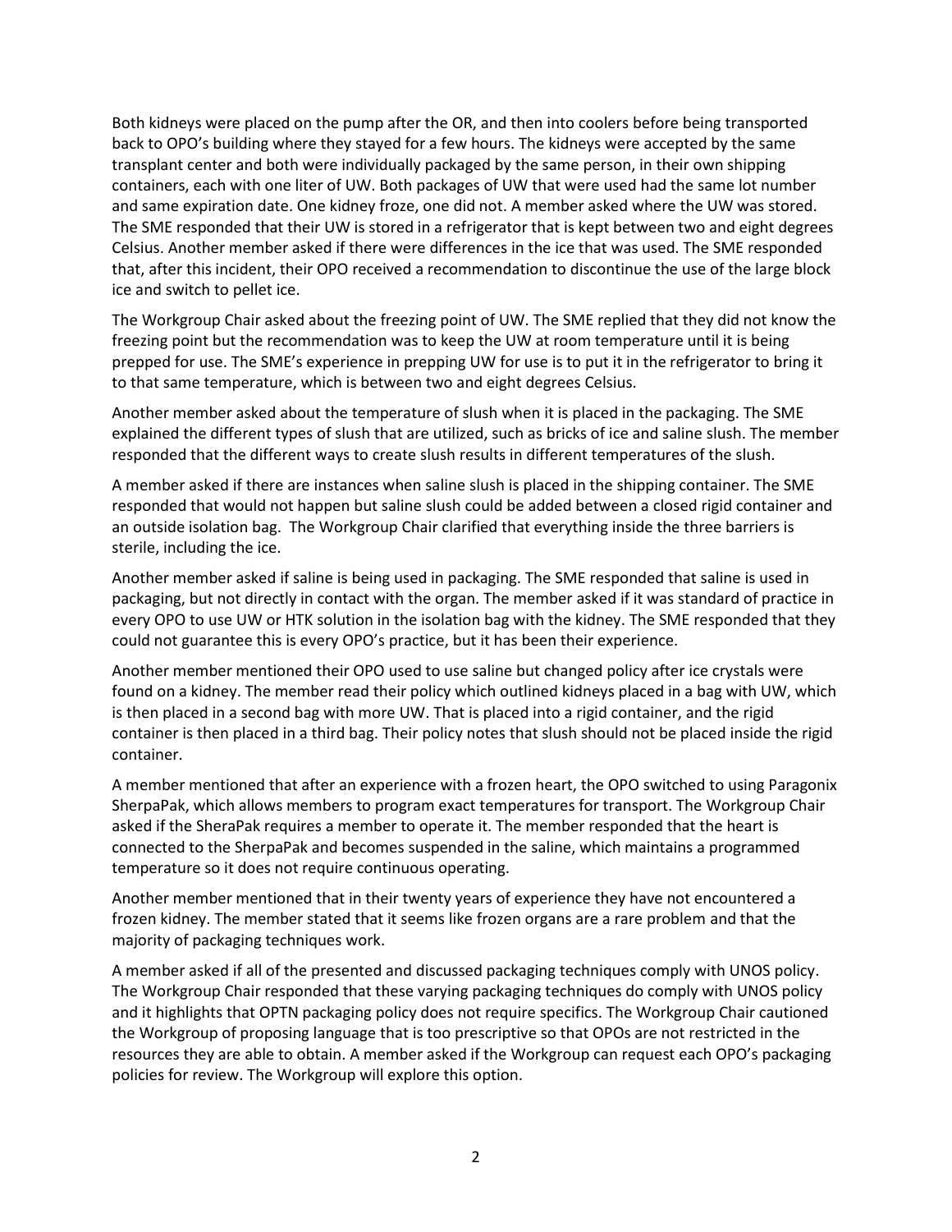Both kidneys were placed on the pump after the OR, and then into coolers before being transported back to OPO's building where they stayed for a few hours. The kidneys were accepted by the same transplant center and both were individually packaged by the same person, in their own shipping containers, each with one liter of UW. Both packages of UW that were used had the same lot number and same expiration date. One kidney froze, one did not. A member asked where the UW was stored. The SME responded that their UW is stored in a refrigerator that is kept between two and eight degrees Celsius. Another member asked if there were differences in the ice that was used. The SME responded that, after this incident, their OPO received a recommendation to discontinue the use of the large block ice and switch to pellet ice.

The Workgroup Chair asked about the freezing point of UW. The SME replied that they did not know the freezing point but the recommendation was to keep the UW at room temperature until it is being prepped for use. The SME's experience in prepping UW for use is to put it in the refrigerator to bring it to that same temperature, which is between two and eight degrees Celsius.

Another member asked about the temperature of slush when it is placed in the packaging. The SME explained the different types of slush that are utilized, such as bricks of ice and saline slush. The member responded that the different ways to create slush results in different temperatures of the slush.

A member asked if there are instances when saline slush is placed in the shipping container. The SME responded that would not happen but saline slush could be added between a closed rigid container and an outside isolation bag. The Workgroup Chair clarified that everything inside the three barriers is sterile, including the ice.

Another member asked if saline is being used in packaging. The SME responded that saline is used in packaging, but not directly in contact with the organ. The member asked if it was standard of practice in every OPO to use UW or HTK solution in the isolation bag with the kidney. The SME responded that they could not guarantee this is every OPO's practice, but it has been their experience.

Another member mentioned their OPO used to use saline but changed policy after ice crystals were found on a kidney. The member read their policy which outlined kidneys placed in a bag with UW, which is then placed in a second bag with more UW. That is placed into a rigid container, and the rigid container is then placed in a third bag. Their policy notes that slush should not be placed inside the rigid container.

A member mentioned that after an experience with a frozen heart, the OPO switched to using Paragonix SherpaPak, which allows members to program exact temperatures for transport. The Workgroup Chair asked if the SheraPak requires a member to operate it. The member responded that the heart is connected to the SherpaPak and becomes suspended in the saline, which maintains a programmed temperature so it does not require continuous operating.

Another member mentioned that in their twenty years of experience they have not encountered a frozen kidney. The member stated that it seems like frozen organs are a rare problem and that the majority of packaging techniques work.

A member asked if all of the presented and discussed packaging techniques comply with UNOS policy. The Workgroup Chair responded that these varying packaging techniques do comply with UNOS policy and it highlights that OPTN packaging policy does not require specifics. The Workgroup Chair cautioned the Workgroup of proposing language that is too prescriptive so that OPOs are not restricted in the resources they are able to obtain. A member asked if the Workgroup can request each OPO's packaging policies for review. The Workgroup will explore this option.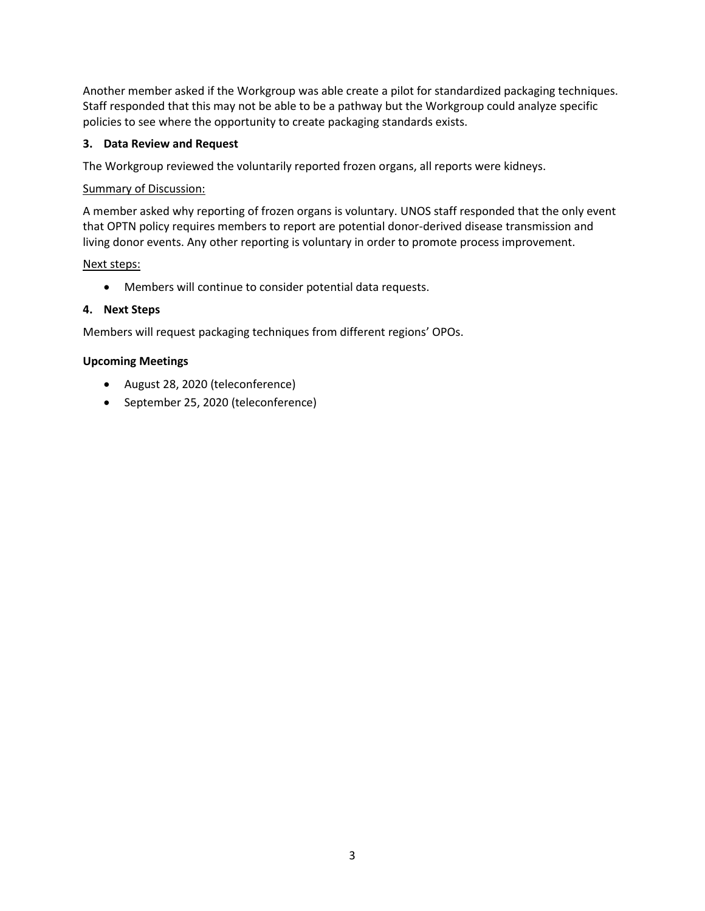Another member asked if the Workgroup was able create a pilot for standardized packaging techniques. Staff responded that this may not be able to be a pathway but the Workgroup could analyze specific policies to see where the opportunity to create packaging standards exists.

**3. Data Review and Request**

The Workgroup reviewed the voluntarily reported frozen organs, all reports were kidneys.

Summary of Discussion:

A member asked why reporting of frozen organs is voluntary. UNOS staff responded that the only event that OPTN policy requires members to report are potential donor-derived disease transmission and living donor events. Any other reporting is voluntary in order to promote process improvement.

Next steps:

- Members will continue to consider potential data requests.

**4. Next Steps**

Members will request packaging techniques from different regions' OPOs.

**Upcoming Meetings**

- August 28, 2020 (teleconference)
- September 25, 2020 (teleconference)